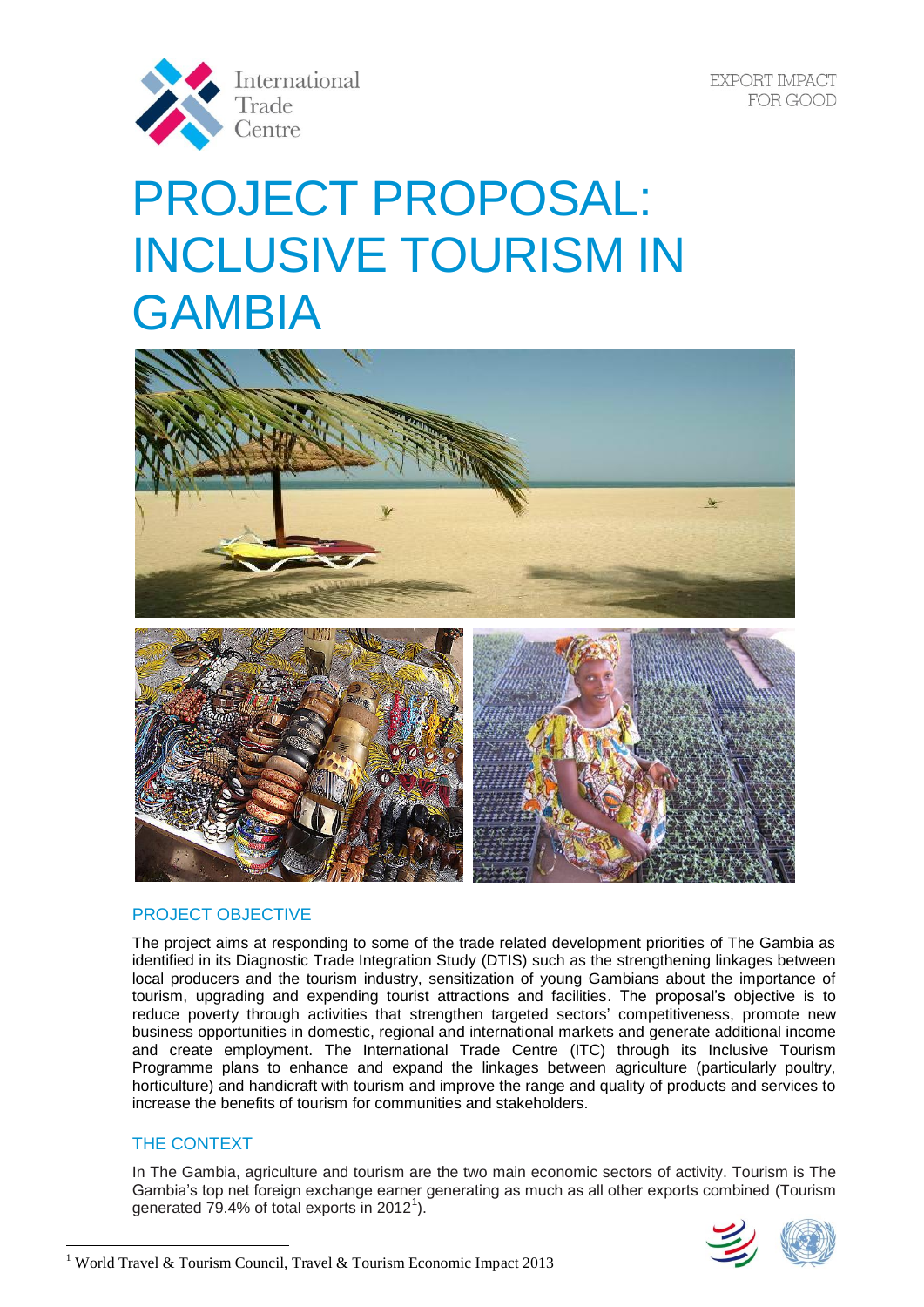# PROJECT PROPOSAL: INCLUSIVE TOURISM IN GAMBIA

## PROJECT OBJECTIVE

The project aims at responding to some of the trade related development priorities of The Gambia as identified in its Diagnostic Trade Integration Study (DTIS) such as the strengthening linkages between local producers and the tourism industry, sensitization of young Gambians about the importance of tourism, upgrading and expending tourist attractions and facilities. The proposal's objective is to reduce poverty through activities that strengthen targeted sectors' competitiveness, promote new business opportunities in domestic, regional and international markets and generate additional income and create employment. The International Trade Centre (ITC) through its Inclusive Tourism Programme plans to enhance and expand the linkages between agriculture (particularly poultry, horticulture) and handicraft with tourism and improve the range and quality of products and services to increase the benefits of tourism for communities and stakeholders.

## THE CONTEXT

In The Gambia, agriculture and tourism are the two main economic sectors of activity. Tourism is The Gambia's top net foreign exchange earner generating as much as all other exports combined (Tourism generated 79.4% of total exports in 2012[1]).

[1] World Travel & Tourism Council, Travel & Tourism Economic Impact 2013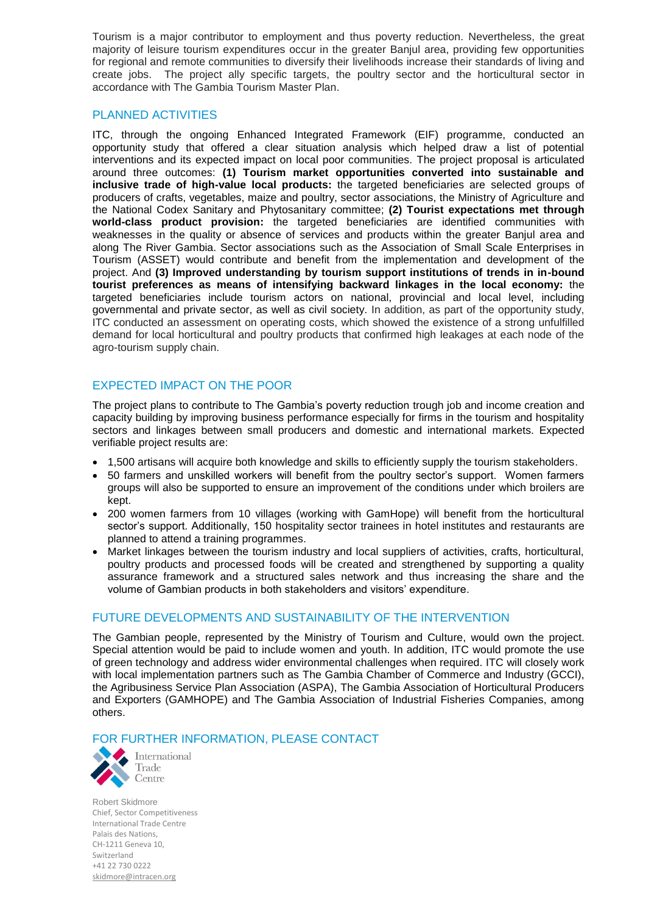Tourism is a major contributor to employment and thus poverty reduction. Nevertheless, the great majority of leisure tourism expenditures occur in the greater Banjul area, providing few opportunities for regional and remote communities to diversify their livelihoods increase their standards of living and create jobs. The project ally specific targets, the poultry sector and the horticultural sector in accordance with The Gambia Tourism Master Plan.

## PLANNED ACTIVITIES

ITC, through the ongoing Enhanced Integrated Framework (EIF) programme, conducted an opportunity study that offered a clear situation analysis which helped draw a list of potential interventions and its expected impact on local poor communities. The project proposal is articulated around three outcomes: **(1) Tourism market opportunities converted into sustainable and inclusive trade of high-value local products:** the targeted beneficiaries are selected groups of producers of crafts, vegetables, maize and poultry, sector associations, the Ministry of Agriculture and the National Codex Sanitary and Phytosanitary committee; **(2) Tourist expectations met through world-class product provision:** the targeted beneficiaries are identified communities with weaknesses in the quality or absence of services and products within the greater Banjul area and along The River Gambia. Sector associations such as the Association of Small Scale Enterprises in Tourism (ASSET) would contribute and benefit from the implementation and development of the project. And **(3) Improved understanding by tourism support institutions of trends in in-bound tourist preferences as means of intensifying backward linkages in the local economy:** the targeted beneficiaries include tourism actors on national, provincial and local level, including governmental and private sector, as well as civil society. In addition, as part of the opportunity study, ITC conducted an assessment on operating costs, which showed the existence of a strong unfulfilled demand for local horticultural and poultry products that confirmed high leakages at each node of the agro-tourism supply chain.

## EXPECTED IMPACT ON THE POOR

The project plans to contribute to The Gambia's poverty reduction trough job and income creation and capacity building by improving business performance especially for firms in the tourism and hospitality sectors and linkages between small producers and domestic and international markets. Expected verifiable project results are:

- 1,500 artisans will acquire both knowledge and skills to efficiently supply the tourism stakeholders.
- 50 farmers and unskilled workers will benefit from the poultry sector's support. Women farmers groups will also be supported to ensure an improvement of the conditions under which broilers are kept.
- 200 women farmers from 10 villages (working with GamHope) will benefit from the horticultural sector's support. Additionally, 150 hospitality sector trainees in hotel institutes and restaurants are planned to attend a training programmes.
- Market linkages between the tourism industry and local suppliers of activities, crafts, horticultural, poultry products and processed foods will be created and strengthened by supporting a quality assurance framework and a structured sales network and thus increasing the share and the volume of Gambian products in both stakeholders and visitors' expenditure.

## FUTURE DEVELOPMENTS AND SUSTAINABILITY OF THE INTERVENTION

The Gambian people, represented by the Ministry of Tourism and Culture, would own the project. Special attention would be paid to include women and youth. In addition, ITC would promote the use of green technology and address wider environmental challenges when required. ITC will closely work with local implementation partners such as The Gambia Chamber of Commerce and Industry (GCCI), the Agribusiness Service Plan Association (ASPA), The Gambia Association of Horticultural Producers and Exporters (GAMHOPE) and The Gambia Association of Industrial Fisheries Companies, among others.

## FOR FURTHER INFORMATION, PLEASE CONTACT

International Trade Centre

Robert Skidmore
Chief, Sector Competitiveness
International Trade Centre
Palais des Nations,
CH-1211 Geneva 10,
Switzerland
+41 22 730 0222
skidmore@intracen.org